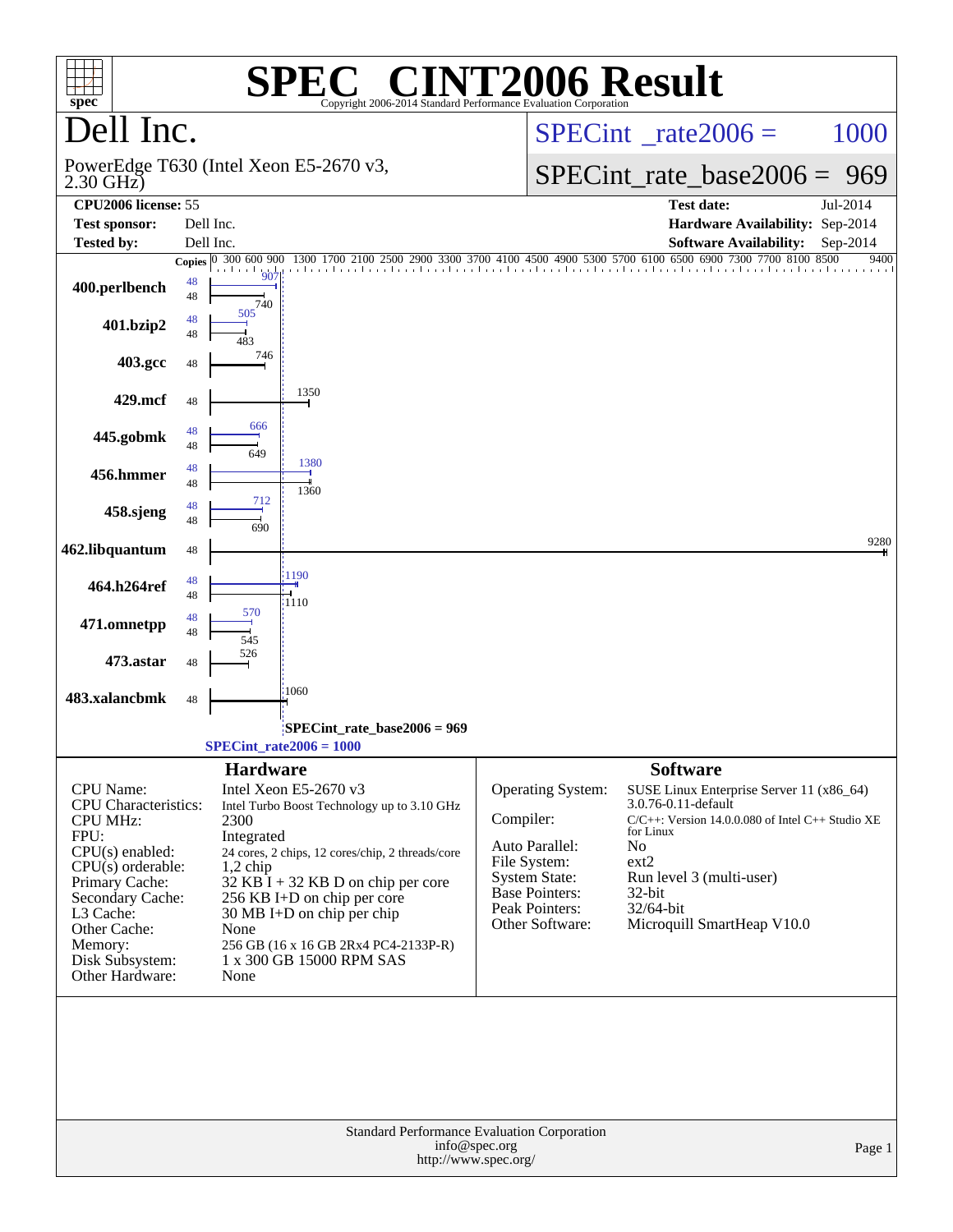# SPEC® CINT2006 Result

Copyright 2006-2014 Standard Performance Evaluation Corporation

## Dell Inc.

PowerEdge T630 (Intel Xeon E5-2670 v3, 2.30 GHz)

SPECint_rate2006 = 1000

SPECint_rate_base2006 = 969

| | | | |
|---|---|---|---|
| **CPU2006 license:** | 55 | **Test date:** | Jul-2014 |
| **Test sponsor:** | Dell Inc. | **Hardware Availability:** | Sep-2014 |
| **Tested by:** | Dell Inc. | **Software Availability:** | Sep-2014 |

| Benchmark | Copies (peak) | Peak | Copies (base) | Base |
|---|---|---|---|---|
| 400.perlbench | 48 | 907 | 48 | 740 |
| 401.bzip2 | 48 | 505 | 48 | 483 |
| 403.gcc | | | 48 | 746 |
| 429.mcf | | | 48 | 1350 |
| 445.gobmk | 48 | 666 | 48 | 649 |
| 456.hmmer | 48 | 1380 | 48 | 1360 |
| 458.sjeng | 48 | 712 | 48 | 690 |
| 462.libquantum | | | 48 | 9280 |
| 464.h264ref | 48 | 1190 | 48 | 1110 |
| 471.omnetpp | 48 | 570 | 48 | 545 |
| 473.astar | | | 48 | 526 |
| 483.xalancbmk | | | 48 | 1060 |

SPECint_rate_base2006 = 969

SPECint_rate2006 = 1000

### Hardware

| | |
|---|---|
| CPU Name: | Intel Xeon E5-2670 v3 |
| CPU Characteristics: | Intel Turbo Boost Technology up to 3.10 GHz |
| CPU MHz: | 2300 |
| FPU: | Integrated |
| CPU(s) enabled: | 24 cores, 2 chips, 12 cores/chip, 2 threads/core |
| CPU(s) orderable: | 1,2 chip |
| Primary Cache: | 32 KB I + 32 KB D on chip per core |
| Secondary Cache: | 256 KB I+D on chip per core |
| L3 Cache: | 30 MB I+D on chip per chip |
| Other Cache: | None |
| Memory: | 256 GB (16 x 16 GB 2Rx4 PC4-2133P-R) |
| Disk Subsystem: | 1 x 300 GB 15000 RPM SAS |
| Other Hardware: | None |

### Software

| | |
|---|---|
| Operating System: | SUSE Linux Enterprise Server 11 (x86_64) 3.0.76-0.11-default |
| Compiler: | C/C++: Version 14.0.0.080 of Intel C++ Studio XE for Linux |
| Auto Parallel: | No |
| File System: | ext2 |
| System State: | Run level 3 (multi-user) |
| Base Pointers: | 32-bit |
| Peak Pointers: | 32/64-bit |
| Other Software: | Microquill SmartHeap V10.0 |

Standard Performance Evaluation Corporation
info@spec.org
http://www.spec.org/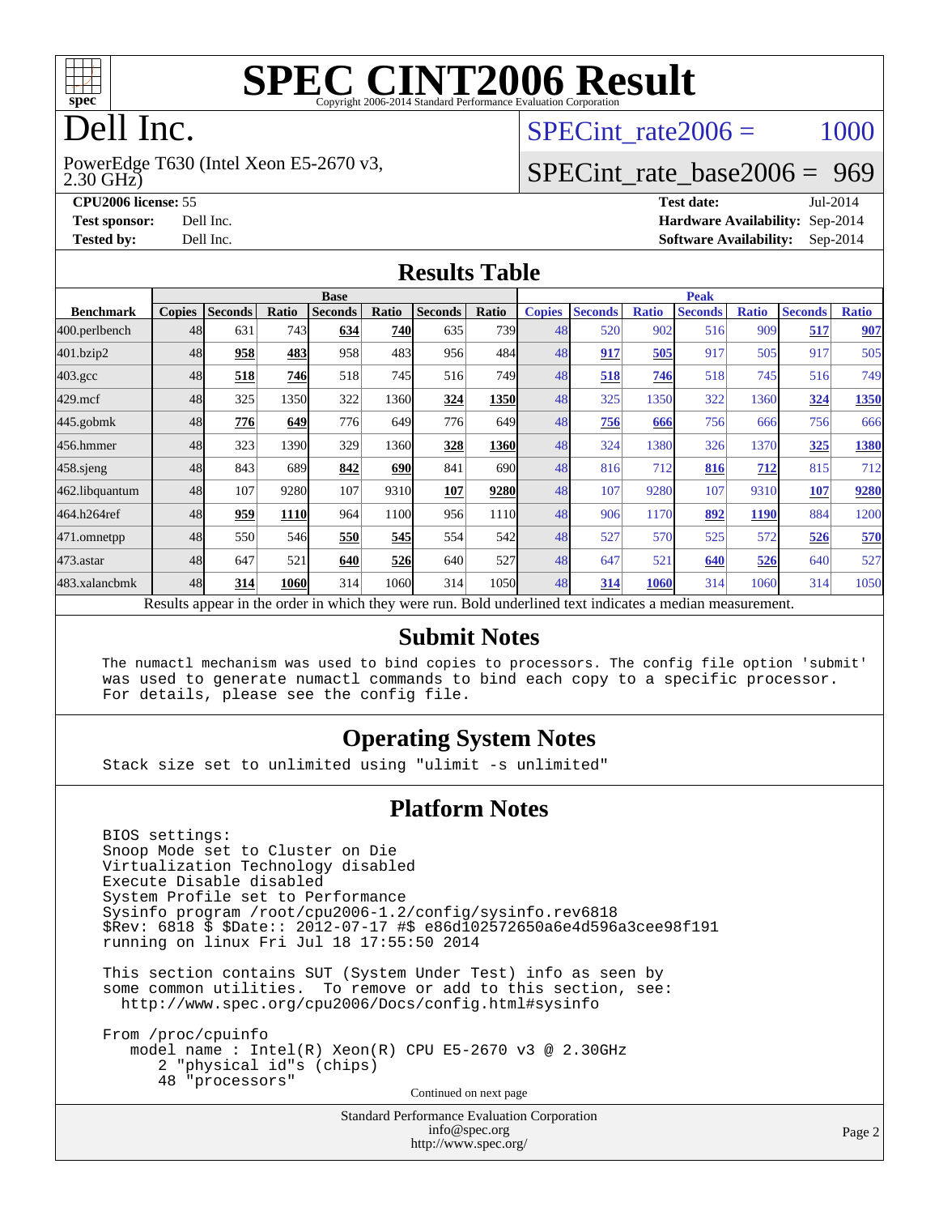# SPEC CINT2006 Result

Copyright 2006-2014 Standard Performance Evaluation Corporation

# Dell Inc.

PowerEdge T630 (Intel Xeon E5-2670 v3, 2.30 GHz)

SPECint_rate2006 = 1000

SPECint_rate_base2006 = 969

**CPU2006 license:** 55
**Test sponsor:** Dell Inc.
**Tested by:** Dell Inc.

**Test date:** Jul-2014
**Hardware Availability:** Sep-2014
**Software Availability:** Sep-2014

## Results Table

| Benchmark | Base | | | | | | | Peak | | | | | | |
|---|---|---|---|---|---|---|---|---|---|---|---|---|---|---|
| | Copies | Seconds | Ratio | Seconds | Ratio | Seconds | Ratio | Copies | Seconds | Ratio | Seconds | Ratio | Seconds | Ratio |
| 400.perlbench | 48 | 631 | 743 | **634** | **740** | 635 | 739 | 48 | 520 | 902 | 516 | 909 | **517** | **907** |
| 401.bzip2 | 48 | **958** | **483** | 958 | 483 | 956 | 484 | 48 | **917** | **505** | 917 | 505 | 917 | 505 |
| 403.gcc | 48 | **518** | **746** | 518 | 745 | 516 | 749 | 48 | **518** | **746** | 518 | 745 | 516 | 749 |
| 429.mcf | 48 | 325 | 1350 | 322 | 1360 | **324** | **1350** | 48 | 325 | 1350 | 322 | 1360 | **324** | **1350** |
| 445.gobmk | 48 | **776** | **649** | 776 | 649 | 776 | 649 | 48 | **756** | **666** | 756 | 666 | 756 | 666 |
| 456.hmmer | 48 | 323 | 1390 | 329 | 1360 | **328** | **1360** | 48 | 324 | 1380 | 326 | 1370 | **325** | **1380** |
| 458.sjeng | 48 | 843 | 689 | **842** | **690** | 841 | 690 | 48 | 816 | 712 | **816** | **712** | 815 | 712 |
| 462.libquantum | 48 | 107 | 9280 | 107 | 9310 | **107** | **9280** | 48 | 107 | 9280 | 107 | 9310 | **107** | **9280** |
| 464.h264ref | 48 | **959** | **1110** | 964 | 1100 | 956 | 1110 | 48 | 906 | 1170 | **892** | **1190** | 884 | 1200 |
| 471.omnetpp | 48 | 550 | 546 | **550** | **545** | 554 | 542 | 48 | 527 | 570 | 525 | 572 | **526** | **570** |
| 473.astar | 48 | 647 | 521 | **640** | **526** | 640 | 527 | 48 | 647 | 521 | **640** | **526** | 640 | 527 |
| 483.xalancbmk | 48 | **314** | **1060** | 314 | 1060 | 314 | 1050 | 48 | **314** | **1060** | 314 | 1060 | 314 | 1050 |

Results appear in the order in which they were run. Bold underlined text indicates a median measurement.

## Submit Notes

```
The numactl mechanism was used to bind copies to processors. The config file option 'submit'
was used to generate numactl commands to bind each copy to a specific processor.
For details, please see the config file.
```

## Operating System Notes

```
Stack size set to unlimited using "ulimit -s unlimited"
```

## Platform Notes

```
BIOS settings:
Snoop Mode set to Cluster on Die
Virtualization Technology disabled
Execute Disable disabled
System Profile set to Performance
Sysinfo program /root/cpu2006-1.2/config/sysinfo.rev6818
$Rev: 6818 $ $Date:: 2012-07-17 #$ e86d102572650a6e4d596a3cee98f191
running on linux Fri Jul 18 17:55:50 2014

This section contains SUT (System Under Test) info as seen by
some common utilities.  To remove or add to this section, see:
  http://www.spec.org/cpu2006/Docs/config.html#sysinfo

From /proc/cpuinfo
   model name : Intel(R) Xeon(R) CPU E5-2670 v3 @ 2.30GHz
      2 "physical id"s (chips)
      48 "processors"
```

Continued on next page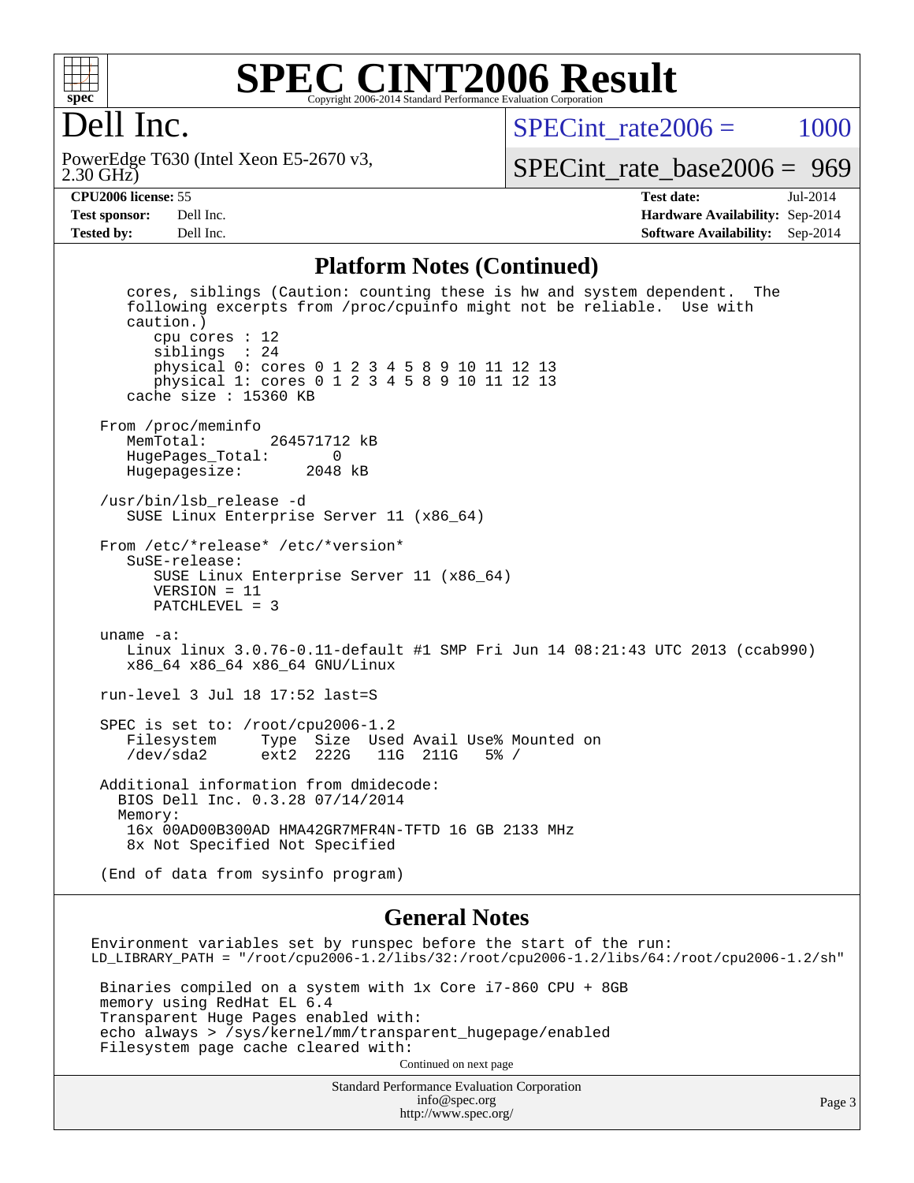## Platform Notes (Continued)

```
    cores, siblings (Caution: counting these is hw and system dependent.  The
    following excerpts from /proc/cpuinfo might not be reliable.  Use with
    caution.)
       cpu cores : 12
       siblings  : 24
       physical 0: cores 0 1 2 3 4 5 8 9 10 11 12 13
       physical 1: cores 0 1 2 3 4 5 8 9 10 11 12 13
    cache size : 15360 KB

 From /proc/meminfo
    MemTotal:       264571712 kB
    HugePages_Total:       0
    Hugepagesize:       2048 kB

 /usr/bin/lsb_release -d
    SUSE Linux Enterprise Server 11 (x86_64)

 From /etc/*release* /etc/*version*
    SuSE-release:
       SUSE Linux Enterprise Server 11 (x86_64)
       VERSION = 11
       PATCHLEVEL = 3

 uname -a:
    Linux linux 3.0.76-0.11-default #1 SMP Fri Jun 14 08:21:43 UTC 2013 (ccab990)
    x86_64 x86_64 x86_64 GNU/Linux

 run-level 3 Jul 18 17:52 last=S

 SPEC is set to: /root/cpu2006-1.2
    Filesystem     Type  Size  Used Avail Use% Mounted on
    /dev/sda2      ext2  222G   11G  211G   5% /

 Additional information from dmidecode:
   BIOS Dell Inc. 0.3.28 07/14/2014
   Memory:
    16x 00AD00B300AD HMA42GR7MFR4N-TFTD 16 GB 2133 MHz
    8x Not Specified Not Specified

 (End of data from sysinfo program)
```

## General Notes

```
Environment variables set by runspec before the start of the run:
LD_LIBRARY_PATH = "/root/cpu2006-1.2/libs/32:/root/cpu2006-1.2/libs/64:/root/cpu2006-1.2/sh"

 Binaries compiled on a system with 1x Core i7-860 CPU + 8GB
 memory using RedHat EL 6.4
 Transparent Huge Pages enabled with:
 echo always > /sys/kernel/mm/transparent_hugepage/enabled
 Filesystem page cache cleared with:
```

Continued on next page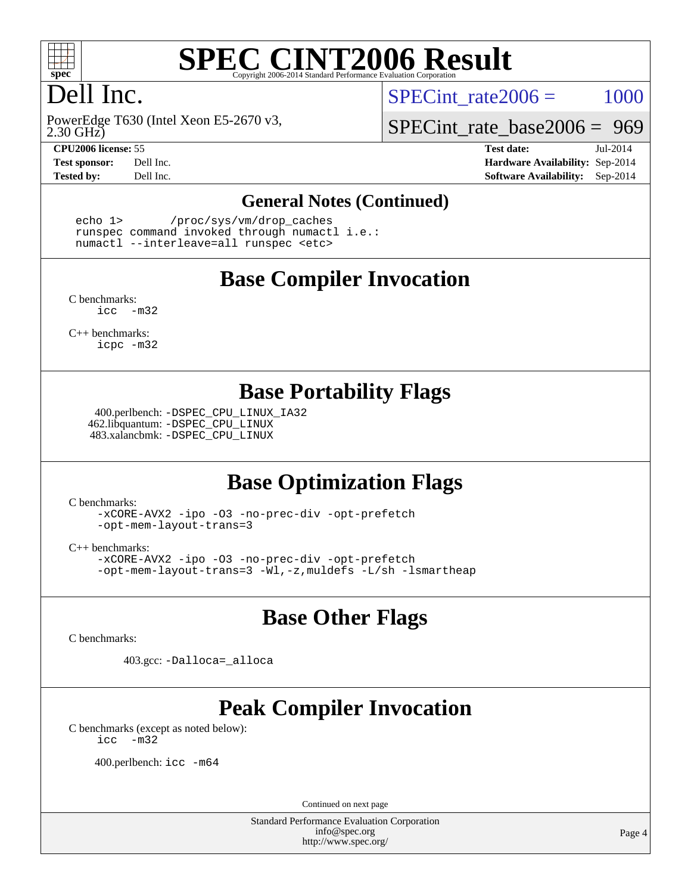# SPEC CINT2006 Result

Copyright 2006-2014 Standard Performance Evaluation Corporation

# Dell Inc.

PowerEdge T630 (Intel Xeon E5-2670 v3, 2.30 GHz)

SPECint_rate2006 = 1000

SPECint_rate_base2006 = 969

**CPU2006 license:** 55
**Test sponsor:** Dell Inc.
**Tested by:** Dell Inc.

**Test date:** Jul-2014
**Hardware Availability:** Sep-2014
**Software Availability:** Sep-2014

## General Notes (Continued)

```
echo 1>       /proc/sys/vm/drop_caches
runspec command invoked through numactl i.e.:
numactl --interleave=all runspec <etc>
```

## Base Compiler Invocation

C benchmarks:
`icc -m32`

C++ benchmarks:
`icpc -m32`

## Base Portability Flags

400.perlbench: `-DSPEC_CPU_LINUX_IA32`
462.libquantum: `-DSPEC_CPU_LINUX`
483.xalancbmk: `-DSPEC_CPU_LINUX`

## Base Optimization Flags

C benchmarks:
`-xCORE-AVX2 -ipo -O3 -no-prec-div -opt-prefetch -opt-mem-layout-trans=3`

C++ benchmarks:
`-xCORE-AVX2 -ipo -O3 -no-prec-div -opt-prefetch -opt-mem-layout-trans=3 -Wl,-z,muldefs -L/sh -lsmartheap`

## Base Other Flags

C benchmarks:

403.gcc: `-Dalloca=_alloca`

## Peak Compiler Invocation

C benchmarks (except as noted below):
`icc -m32`

400.perlbench: `icc -m64`

Continued on next page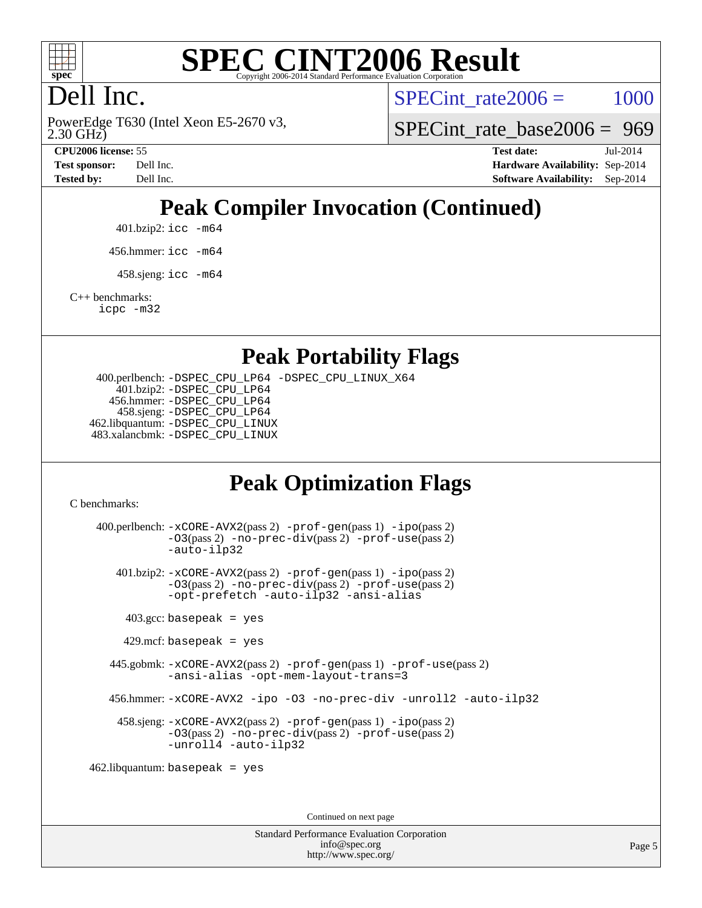# Dell Inc.

PowerEdge T630 (Intel Xeon E5-2670 v3, 2.30 GHz)

SPECint_rate2006 = 1000

SPECint_rate_base2006 = 969

**CPU2006 license:** 55
**Test sponsor:** Dell Inc.
**Tested by:** Dell Inc.

**Test date:** Jul-2014
**Hardware Availability:** Sep-2014
**Software Availability:** Sep-2014

## Peak Compiler Invocation (Continued)

401.bzip2: `icc -m64`

456.hmmer: `icc -m64`

458.sjeng: `icc -m64`

C++ benchmarks:
`icpc -m32`

## Peak Portability Flags

400.perlbench: `-DSPEC_CPU_LP64 -DSPEC_CPU_LINUX_X64`
401.bzip2: `-DSPEC_CPU_LP64`
456.hmmer: `-DSPEC_CPU_LP64`
458.sjeng: `-DSPEC_CPU_LP64`
462.libquantum: `-DSPEC_CPU_LINUX`
483.xalancbmk: `-DSPEC_CPU_LINUX`

## Peak Optimization Flags

C benchmarks:

400.perlbench: `-xCORE-AVX2`(pass 2) `-prof-gen`(pass 1) `-ipo`(pass 2) `-O3`(pass 2) `-no-prec-div`(pass 2) `-prof-use`(pass 2) `-auto-ilp32`

401.bzip2: `-xCORE-AVX2`(pass 2) `-prof-gen`(pass 1) `-ipo`(pass 2) `-O3`(pass 2) `-no-prec-div`(pass 2) `-prof-use`(pass 2) `-opt-prefetch -auto-ilp32 -ansi-alias`

403.gcc: `basepeak = yes`

429.mcf: `basepeak = yes`

445.gobmk: `-xCORE-AVX2`(pass 2) `-prof-gen`(pass 1) `-prof-use`(pass 2) `-ansi-alias -opt-mem-layout-trans=3`

456.hmmer: `-xCORE-AVX2 -ipo -O3 -no-prec-div -unroll2 -auto-ilp32`

458.sjeng: `-xCORE-AVX2`(pass 2) `-prof-gen`(pass 1) `-ipo`(pass 2) `-O3`(pass 2) `-no-prec-div`(pass 2) `-prof-use`(pass 2) `-unroll4 -auto-ilp32`

462.libquantum: `basepeak = yes`

Continued on next page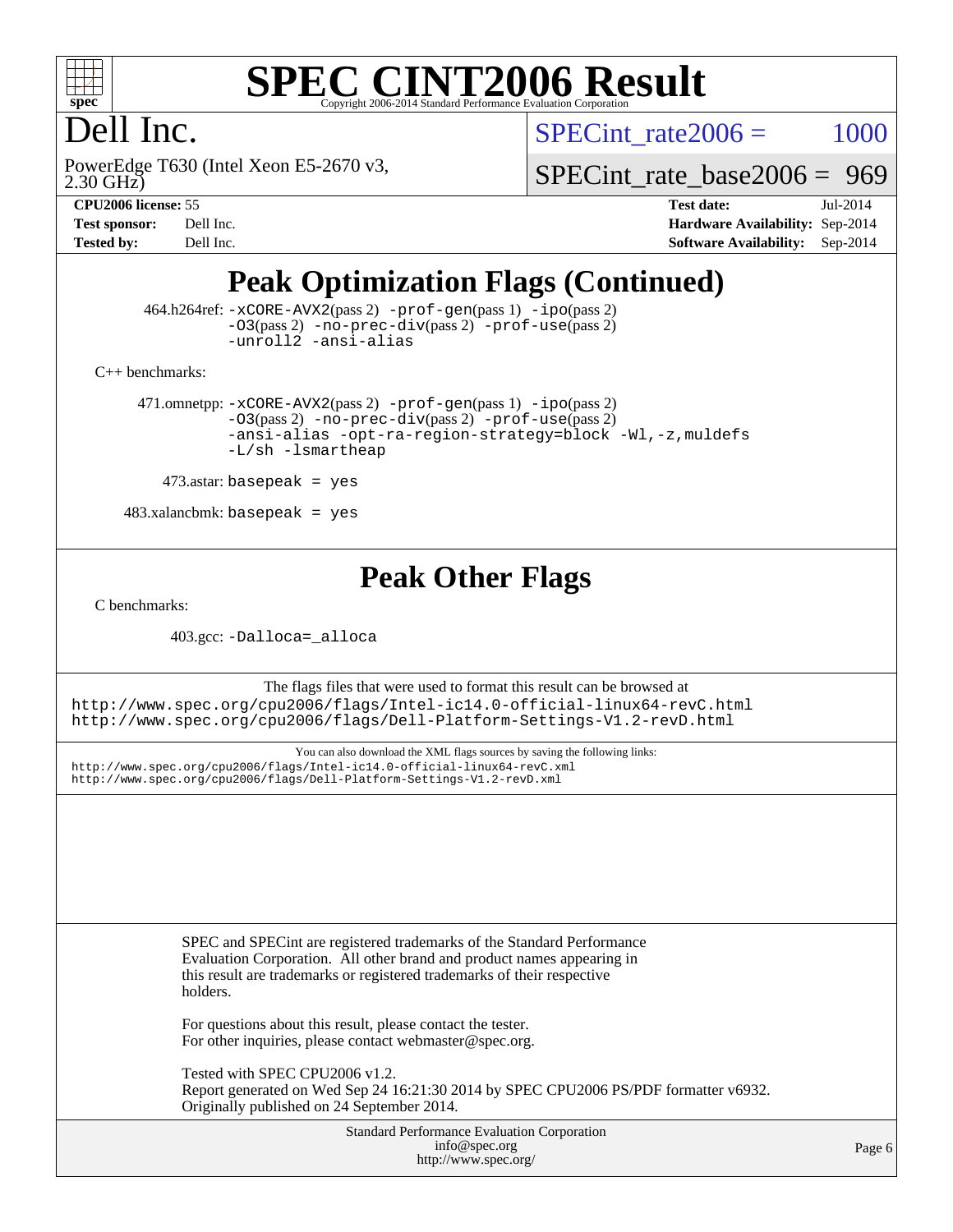# SPEC CINT2006 Result

Copyright 2006-2014 Standard Performance Evaluation Corporation

## Dell Inc.

PowerEdge T630 (Intel Xeon E5-2670 v3, 2.30 GHz)

SPECint_rate2006 = 1000

SPECint_rate_base2006 = 969

**CPU2006 license:** 55
**Test sponsor:** Dell Inc.
**Tested by:** Dell Inc.

**Test date:** Jul-2014
**Hardware Availability:** Sep-2014
**Software Availability:** Sep-2014

## Peak Optimization Flags (Continued)

464.h264ref: -xCORE-AVX2(pass 2) -prof-gen(pass 1) -ipo(pass 2) -O3(pass 2) -no-prec-div(pass 2) -prof-use(pass 2) -unroll2 -ansi-alias

C++ benchmarks:

471.omnetpp: -xCORE-AVX2(pass 2) -prof-gen(pass 1) -ipo(pass 2) -O3(pass 2) -no-prec-div(pass 2) -prof-use(pass 2) -ansi-alias -opt-ra-region-strategy=block -Wl,-z,muldefs -L/sh -lsmartheap

473.astar: basepeak = yes

483.xalancbmk: basepeak = yes

## Peak Other Flags

C benchmarks:

403.gcc: -Dalloca=_alloca

The flags files that were used to format this result can be browsed at
http://www.spec.org/cpu2006/flags/Intel-ic14.0-official-linux64-revC.html
http://www.spec.org/cpu2006/flags/Dell-Platform-Settings-V1.2-revD.html

You can also download the XML flags sources by saving the following links:
http://www.spec.org/cpu2006/flags/Intel-ic14.0-official-linux64-revC.xml
http://www.spec.org/cpu2006/flags/Dell-Platform-Settings-V1.2-revD.xml

SPEC and SPECint are registered trademarks of the Standard Performance Evaluation Corporation. All other brand and product names appearing in this result are trademarks or registered trademarks of their respective holders.

For questions about this result, please contact the tester.
For other inquiries, please contact webmaster@spec.org.

Tested with SPEC CPU2006 v1.2.
Report generated on Wed Sep 24 16:21:30 2014 by SPEC CPU2006 PS/PDF formatter v6932.
Originally published on 24 September 2014.

Standard Performance Evaluation Corporation
info@spec.org
http://www.spec.org/